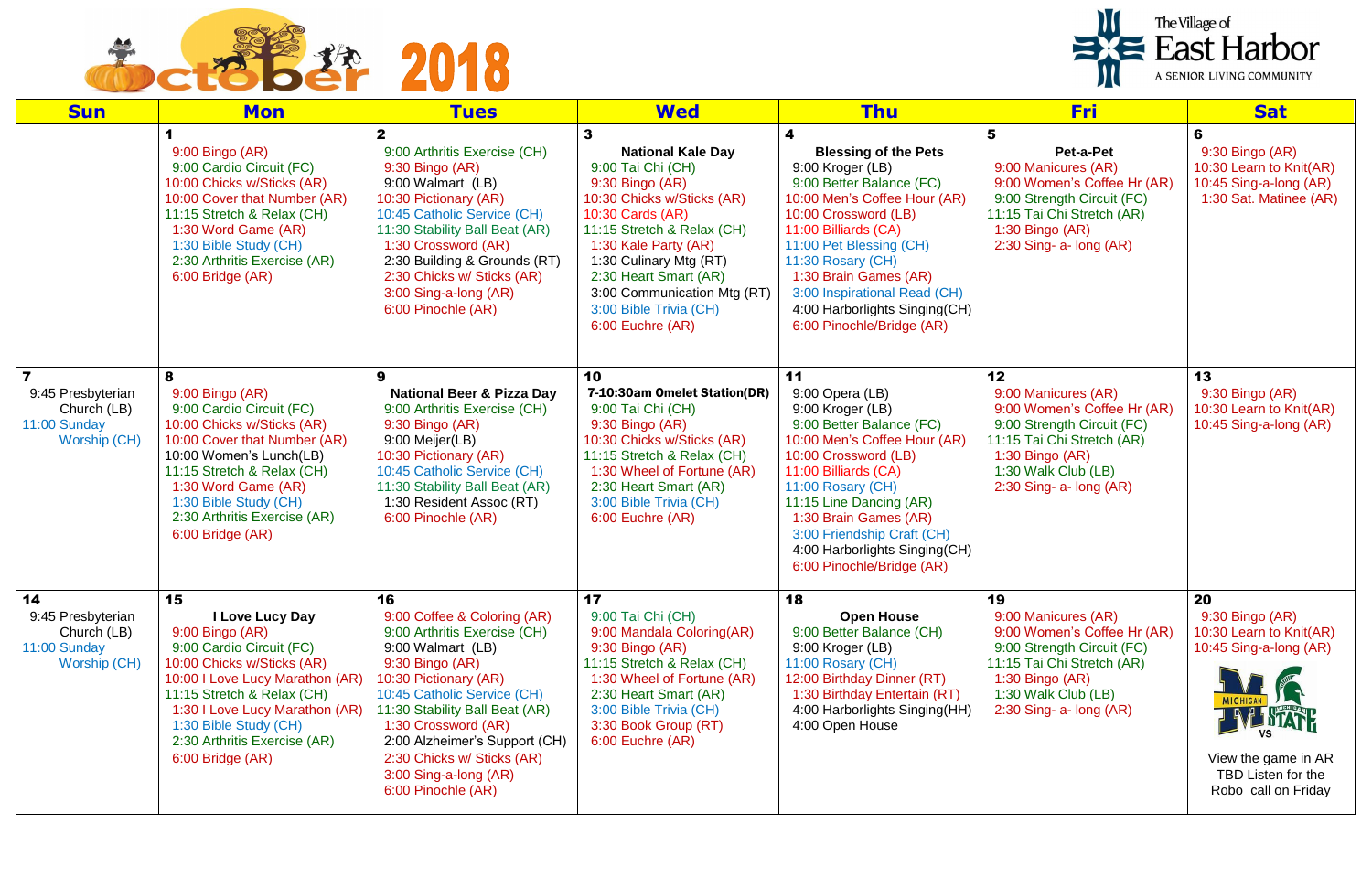# October 2018

**The Village of East Harbor**
A SENIOR LIVING COMMUNITY

| Sun | Mon | Tues | Wed | Thu | Fri | Sat |
|---|---|---|---|---|---|---|
| | **1**<br>9:00 Bingo (AR)<br>9:00 Cardio Circuit (FC)<br>10:00 Chicks w/Sticks (AR)<br>10:00 Cover that Number (AR)<br>11:15 Stretch & Relax (CH)<br>1:30 Word Game (AR)<br>1:30 Bible Study (CH)<br>2:30 Arthritis Exercise (AR)<br>6:00 Bridge (AR) | **2**<br>9:00 Arthritis Exercise (CH)<br>9:30 Bingo (AR)<br>9:00 Walmart (LB)<br>10:30 Pictionary (AR)<br>10:45 Catholic Service (CH)<br>11:30 Stability Ball Beat (AR)<br>1:30 Crossword (AR)<br>2:30 Building & Grounds (RT)<br>2:30 Chicks w/ Sticks (AR)<br>3:00 Sing-a-long (AR)<br>6:00 Pinochle (AR) | **3**<br>**National Kale Day**<br>9:00 Tai Chi (CH)<br>9:30 Bingo (AR)<br>10:30 Chicks w/Sticks (AR)<br>10:30 Cards (AR)<br>11:15 Stretch & Relax (CH)<br>1:30 Kale Party (AR)<br>1:30 Culinary Mtg (RT)<br>2:30 Heart Smart (AR)<br>3:00 Communication Mtg (RT)<br>3:00 Bible Trivia (CH)<br>6:00 Euchre (AR) | **4**<br>**Blessing of the Pets**<br>9:00 Kroger (LB)<br>9:00 Better Balance (FC)<br>10:00 Men's Coffee Hour (AR)<br>10:00 Crossword (LB)<br>11:00 Billiards (CA)<br>11:00 Pet Blessing (CH)<br>11:30 Rosary (CH)<br>1:30 Brain Games (AR)<br>3:00 Inspirational Read (CH)<br>4:00 Harborlights Singing(CH)<br>6:00 Pinochle/Bridge (AR) | **5**<br>**Pet-a-Pet**<br>9:00 Manicures (AR)<br>9:00 Women's Coffee Hr (AR)<br>9:00 Strength Circuit (FC)<br>11:15 Tai Chi Stretch (AR)<br>1:30 Bingo (AR)<br>2:30 Sing- a- long (AR) | **6**<br>9:30 Bingo (AR)<br>10:30 Learn to Knit(AR)<br>10:45 Sing-a-long (AR)<br>1:30 Sat. Matinee (AR) |
| **7**<br>9:45 Presbyterian Church (LB)<br>11:00 Sunday Worship (CH) | **8**<br>9:00 Bingo (AR)<br>9:00 Cardio Circuit (FC)<br>10:00 Chicks w/Sticks (AR)<br>10:00 Cover that Number (AR)<br>10:00 Women's Lunch(LB)<br>11:15 Stretch & Relax (CH)<br>1:30 Word Game (AR)<br>1:30 Bible Study (CH)<br>2:30 Arthritis Exercise (AR)<br>6:00 Bridge (AR) | **9**<br>**National Beer & Pizza Day**<br>9:00 Arthritis Exercise (CH)<br>9:30 Bingo (AR)<br>9:00 Meijer(LB)<br>10:30 Pictionary (AR)<br>10:45 Catholic Service (CH)<br>11:30 Stability Ball Beat (AR)<br>1:30 Resident Assoc (RT)<br>6:00 Pinochle (AR) | **10**<br>**7-10:30am Omelet Station(DR)**<br>9:00 Tai Chi (CH)<br>9:30 Bingo (AR)<br>10:30 Chicks w/Sticks (AR)<br>11:15 Stretch & Relax (CH)<br>1:30 Wheel of Fortune (AR)<br>2:30 Heart Smart (AR)<br>3:00 Bible Trivia (CH)<br>6:00 Euchre (AR) | **11**<br>9:00 Opera (LB)<br>9:00 Kroger (LB)<br>9:00 Better Balance (FC)<br>10:00 Men's Coffee Hour (AR)<br>10:00 Crossword (LB)<br>11:00 Billiards (CA)<br>11:00 Rosary (CH)<br>11:15 Line Dancing (AR)<br>1:30 Brain Games (AR)<br>3:00 Friendship Craft (CH)<br>4:00 Harborlights Singing(CH)<br>6:00 Pinochle/Bridge (AR) | **12**<br>9:00 Manicures (AR)<br>9:00 Women's Coffee Hr (AR)<br>9:00 Strength Circuit (FC)<br>11:15 Tai Chi Stretch (AR)<br>1:30 Bingo (AR)<br>1:30 Walk Club (LB)<br>2:30 Sing- a- long (AR) | **13**<br>9:30 Bingo (AR)<br>10:30 Learn to Knit(AR)<br>10:45 Sing-a-long (AR) |
| **14**<br>9:45 Presbyterian Church (LB)<br>11:00 Sunday Worship (CH) | **15**<br>**I Love Lucy Day**<br>9:00 Bingo (AR)<br>9:00 Cardio Circuit (FC)<br>10:00 Chicks w/Sticks (AR)<br>10:00 I Love Lucy Marathon (AR)<br>11:15 Stretch & Relax (CH)<br>1:30 I Love Lucy Marathon (AR)<br>1:30 Bible Study (CH)<br>2:30 Arthritis Exercise (AR)<br>6:00 Bridge (AR) | **16**<br>9:00 Coffee & Coloring (AR)<br>9:00 Arthritis Exercise (CH)<br>9:00 Walmart (LB)<br>9:30 Bingo (AR)<br>10:30 Pictionary (AR)<br>10:45 Catholic Service (CH)<br>11:30 Stability Ball Beat (AR)<br>1:30 Crossword (AR)<br>2:00 Alzheimer's Support (CH)<br>2:30 Chicks w/ Sticks (AR)<br>3:00 Sing-a-long (AR)<br>6:00 Pinochle (AR) | **17**<br>9:00 Tai Chi (CH)<br>9:00 Mandala Coloring(AR)<br>9:30 Bingo (AR)<br>11:15 Stretch & Relax (CH)<br>1:30 Wheel of Fortune (AR)<br>2:30 Heart Smart (AR)<br>3:00 Bible Trivia (CH)<br>3:30 Book Group (RT)<br>6:00 Euchre (AR) | **18**<br>**Open House**<br>9:00 Better Balance (CH)<br>9:00 Kroger (LB)<br>11:00 Rosary (CH)<br>12:00 Birthday Dinner (RT)<br>1:30 Birthday Entertain (RT)<br>4:00 Harborlights Singing(HH)<br>4:00 Open House | **19**<br>9:00 Manicures (AR)<br>9:00 Women's Coffee Hr (AR)<br>9:00 Strength Circuit (FC)<br>11:15 Tai Chi Stretch (AR)<br>1:30 Bingo (AR)<br>1:30 Walk Club (LB)<br>2:30 Sing- a- long (AR) | **20**<br>9:30 Bingo (AR)<br>10:30 Learn to Knit(AR)<br>10:45 Sing-a-long (AR)<br>MICHIGAN VS MICHIGAN STATE<br>View the game in AR TBD Listen for the Robo call on Friday |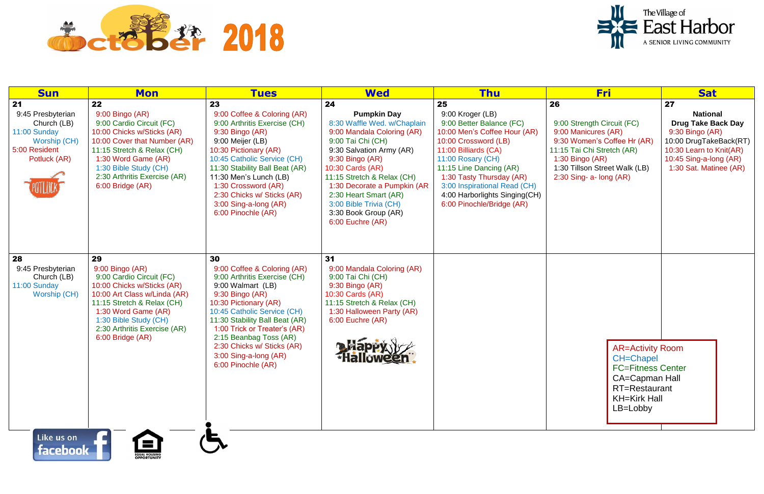# October 2018

The Village of East Harbor
A SENIOR LIVING COMMUNITY

| Sun | Mon | Tues | Wed | Thu | Fri | Sat |
|---|---|---|---|---|---|---|
| **21**<br>9:45 Presbyterian Church (LB)<br>11:00 Sunday Worship (CH)<br>5:00 Resident Potluck (AR) | **22**<br>9:00 Bingo (AR)<br>9:00 Cardio Circuit (FC)<br>10:00 Chicks w/Sticks (AR)<br>10:00 Cover that Number (AR)<br>11:15 Stretch & Relax (CH)<br>1:30 Word Game (AR)<br>1:30 Bible Study (CH)<br>2:30 Arthritis Exercise (AR)<br>6:00 Bridge (AR) | **23**<br>9:00 Coffee & Coloring (AR)<br>9:00 Arthritis Exercise (CH)<br>9:30 Bingo (AR)<br>9:00 Meijer (LB)<br>10:30 Pictionary (AR)<br>10:45 Catholic Service (CH)<br>11:30 Stability Ball Beat (AR)<br>11:30 Men's Lunch (LB)<br>1:30 Crossword (AR)<br>2:30 Chicks w/ Sticks (AR)<br>3:00 Sing-a-long (AR)<br>6:00 Pinochle (AR) | **24**<br>**Pumpkin Day**<br>8:30 Waffle Wed. w/Chaplain<br>9:00 Mandala Coloring (AR)<br>9:00 Tai Chi (CH)<br>9:30 Salvation Army (AR)<br>9:30 Bingo (AR)<br>10:30 Cards (AR)<br>11:15 Stretch & Relax (CH)<br>1:30 Decorate a Pumpkin (AR<br>2:30 Heart Smart (AR)<br>3:00 Bible Trivia (CH)<br>3:30 Book Group (AR)<br>6:00 Euchre (AR) | **25**<br>9:00 Kroger (LB)<br>9:00 Better Balance (FC)<br>10:00 Men's Coffee Hour (AR)<br>10:00 Crossword (LB)<br>11:00 Billiards (CA)<br>11:00 Rosary (CH)<br>11:15 Line Dancing (AR)<br>1:30 Tasty Thursday (AR)<br>3:00 Inspirational Read (CH)<br>4:00 Harborlights Singing(CH)<br>6:00 Pinochle/Bridge (AR) | **26**<br>9:00 Strength Circuit (FC)<br>9:00 Manicures (AR)<br>9:30 Women's Coffee Hr (AR)<br>11:15 Tai Chi Stretch (AR)<br>1:30 Bingo (AR)<br>1:30 Tillson Street Walk (LB)<br>2:30 Sing- a- long (AR) | **27**<br>**National Drug Take Back Day**<br>9:30 Bingo (AR)<br>10:00 DrugTakeBack(RT)<br>10:30 Learn to Knit(AR)<br>10:45 Sing-a-long (AR)<br>1:30 Sat. Matinee (AR) |
| **28**<br>9:45 Presbyterian Church (LB)<br>11:00 Sunday Worship (CH) | **29**<br>9:00 Bingo (AR)<br>9:00 Cardio Circuit (FC)<br>10:00 Chicks w/Sticks (AR)<br>10:00 Art Class w/Linda (AR)<br>11:15 Stretch & Relax (CH)<br>1:30 Word Game (AR)<br>1:30 Bible Study (CH)<br>2:30 Arthritis Exercise (AR)<br>6:00 Bridge (AR) | **30**<br>9:00 Coffee & Coloring (AR)<br>9:00 Arthritis Exercise (CH)<br>9:00 Walmart (LB)<br>9:30 Bingo (AR)<br>10:30 Pictionary (AR)<br>10:45 Catholic Service (CH)<br>11:30 Stability Ball Beat (AR)<br>1:00 Trick or Treater's (AR)<br>2:15 Beanbag Toss (AR)<br>2:30 Chicks w/ Sticks (AR)<br>3:00 Sing-a-long (AR)<br>6:00 Pinochle (AR) | **31**<br>9:00 Mandala Coloring (AR)<br>9:00 Tai Chi (CH)<br>9:30 Bingo (AR)<br>10:30 Cards (AR)<br>11:15 Stretch & Relax (CH)<br>1:30 Halloween Party (AR)<br>6:00 Euchre (AR)<br>Happy Halloween | | | |

AR=Activity Room
CH=Chapel
FC=Fitness Center
CA=Capman Hall
RT=Restaurant
KH=Kirk Hall
LB=Lobby

Like us on facebook

EQUAL HOUSING OPPORTUNITY